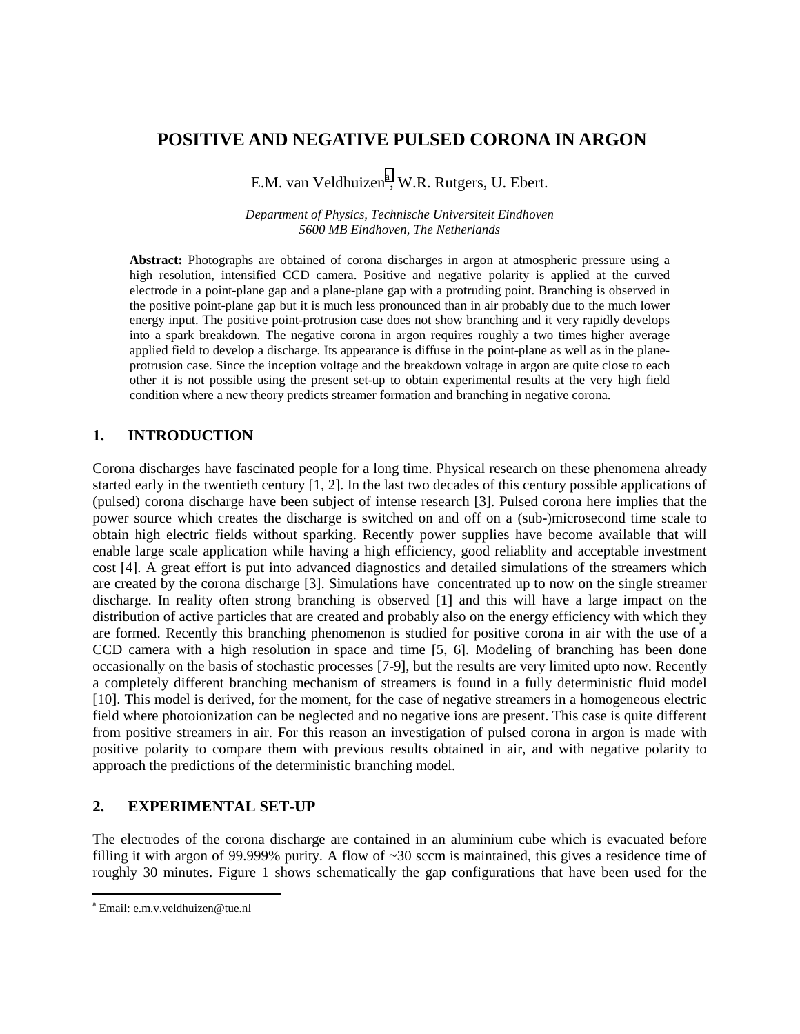# POSITIVE AND NEGATIVE PULSED CORONA IN ARGON

E.M. van Veldhuizen[a], W.R. Rutgers, U. Ebert.

*Department of Physics, Technische Universiteit Eindhoven*
*5600 MB Eindhoven, The Netherlands*

**Abstract:** Photographs are obtained of corona discharges in argon at atmospheric pressure using a high resolution, intensified CCD camera. Positive and negative polarity is applied at the curved electrode in a point-plane gap and a plane-plane gap with a protruding point. Branching is observed in the positive point-plane gap but it is much less pronounced than in air probably due to the much lower energy input. The positive point-protrusion case does not show branching and it very rapidly develops into a spark breakdown. The negative corona in argon requires roughly a two times higher average applied field to develop a discharge. Its appearance is diffuse in the point-plane as well as in the plane-protrusion case. Since the inception voltage and the breakdown voltage in argon are quite close to each other it is not possible using the present set-up to obtain experimental results at the very high field condition where a new theory predicts streamer formation and branching in negative corona.

## 1. INTRODUCTION

Corona discharges have fascinated people for a long time. Physical research on these phenomena already started early in the twentieth century [1, 2]. In the last two decades of this century possible applications of (pulsed) corona discharge have been subject of intense research [3]. Pulsed corona here implies that the power source which creates the discharge is switched on and off on a (sub-)microsecond time scale to obtain high electric fields without sparking. Recently power supplies have become available that will enable large scale application while having a high efficiency, good reliablity and acceptable investment cost [4]. A great effort is put into advanced diagnostics and detailed simulations of the streamers which are created by the corona discharge [3]. Simulations have concentrated up to now on the single streamer discharge. In reality often strong branching is observed [1] and this will have a large impact on the distribution of active particles that are created and probably also on the energy efficiency with which they are formed. Recently this branching phenomenon is studied for positive corona in air with the use of a CCD camera with a high resolution in space and time [5, 6]. Modeling of branching has been done occasionally on the basis of stochastic processes [7-9], but the results are very limited upto now. Recently a completely different branching mechanism of streamers is found in a fully deterministic fluid model [10]. This model is derived, for the moment, for the case of negative streamers in a homogeneous electric field where photoionization can be neglected and no negative ions are present. This case is quite different from positive streamers in air. For this reason an investigation of pulsed corona in argon is made with positive polarity to compare them with previous results obtained in air, and with negative polarity to approach the predictions of the deterministic branching model.

## 2. EXPERIMENTAL SET-UP

The electrodes of the corona discharge are contained in an aluminium cube which is evacuated before filling it with argon of 99.999% purity. A flow of ~30 sccm is maintained, this gives a residence time of roughly 30 minutes. Figure 1 shows schematically the gap configurations that have been used for the

[a] Email: e.m.v.veldhuizen@tue.nl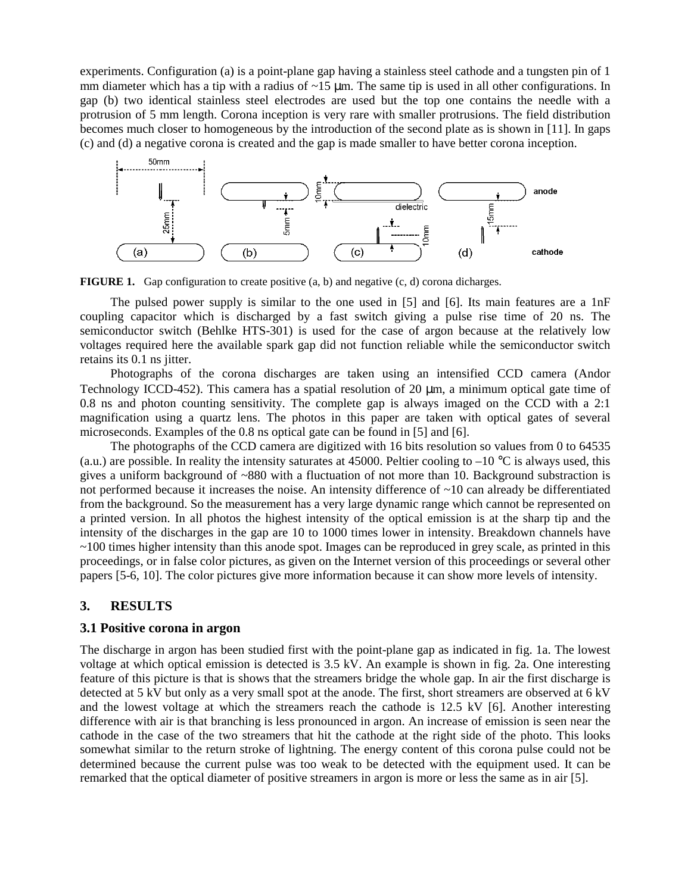experiments. Configuration (a) is a point-plane gap having a stainless steel cathode and a tungsten pin of 1 mm diameter which has a tip with a radius of ~15 μm. The same tip is used in all other configurations. In gap (b) two identical stainless steel electrodes are used but the top one contains the needle with a protrusion of 5 mm length. Corona inception is very rare with smaller protrusions. The field distribution becomes much closer to homogeneous by the introduction of the second plate as is shown in [11]. In gaps (c) and (d) a negative corona is created and the gap is made smaller to have better corona inception.

**FIGURE 1.** Gap configuration to create positive (a, b) and negative (c, d) corona dicharges.

The pulsed power supply is similar to the one used in [5] and [6]. Its main features are a 1nF coupling capacitor which is discharged by a fast switch giving a pulse rise time of 20 ns. The semiconductor switch (Behlke HTS-301) is used for the case of argon because at the relatively low voltages required here the available spark gap did not function reliable while the semiconductor switch retains its 0.1 ns jitter.

Photographs of the corona discharges are taken using an intensified CCD camera (Andor Technology ICCD-452). This camera has a spatial resolution of 20 μm, a minimum optical gate time of 0.8 ns and photon counting sensitivity. The complete gap is always imaged on the CCD with a 2:1 magnification using a quartz lens. The photos in this paper are taken with optical gates of several microseconds. Examples of the 0.8 ns optical gate can be found in [5] and [6].

The photographs of the CCD camera are digitized with 16 bits resolution so values from 0 to 64535 (a.u.) are possible. In reality the intensity saturates at 45000. Peltier cooling to –10 °C is always used, this gives a uniform background of ~880 with a fluctuation of not more than 10. Background substraction is not performed because it increases the noise. An intensity difference of ~10 can already be differentiated from the background. So the measurement has a very large dynamic range which cannot be represented on a printed version. In all photos the highest intensity of the optical emission is at the sharp tip and the intensity of the discharges in the gap are 10 to 1000 times lower in intensity. Breakdown channels have ~100 times higher intensity than this anode spot. Images can be reproduced in grey scale, as printed in this proceedings, or in false color pictures, as given on the Internet version of this proceedings or several other papers [5-6, 10]. The color pictures give more information because it can show more levels of intensity.

## 3. RESULTS

### 3.1 Positive corona in argon

The discharge in argon has been studied first with the point-plane gap as indicated in fig. 1a. The lowest voltage at which optical emission is detected is 3.5 kV. An example is shown in fig. 2a. One interesting feature of this picture is that is shows that the streamers bridge the whole gap. In air the first discharge is detected at 5 kV but only as a very small spot at the anode. The first, short streamers are observed at 6 kV and the lowest voltage at which the streamers reach the cathode is 12.5 kV [6]. Another interesting difference with air is that branching is less pronounced in argon. An increase of emission is seen near the cathode in the case of the two streamers that hit the cathode at the right side of the photo. This looks somewhat similar to the return stroke of lightning. The energy content of this corona pulse could not be determined because the current pulse was too weak to be detected with the equipment used. It can be remarked that the optical diameter of positive streamers in argon is more or less the same as in air [5].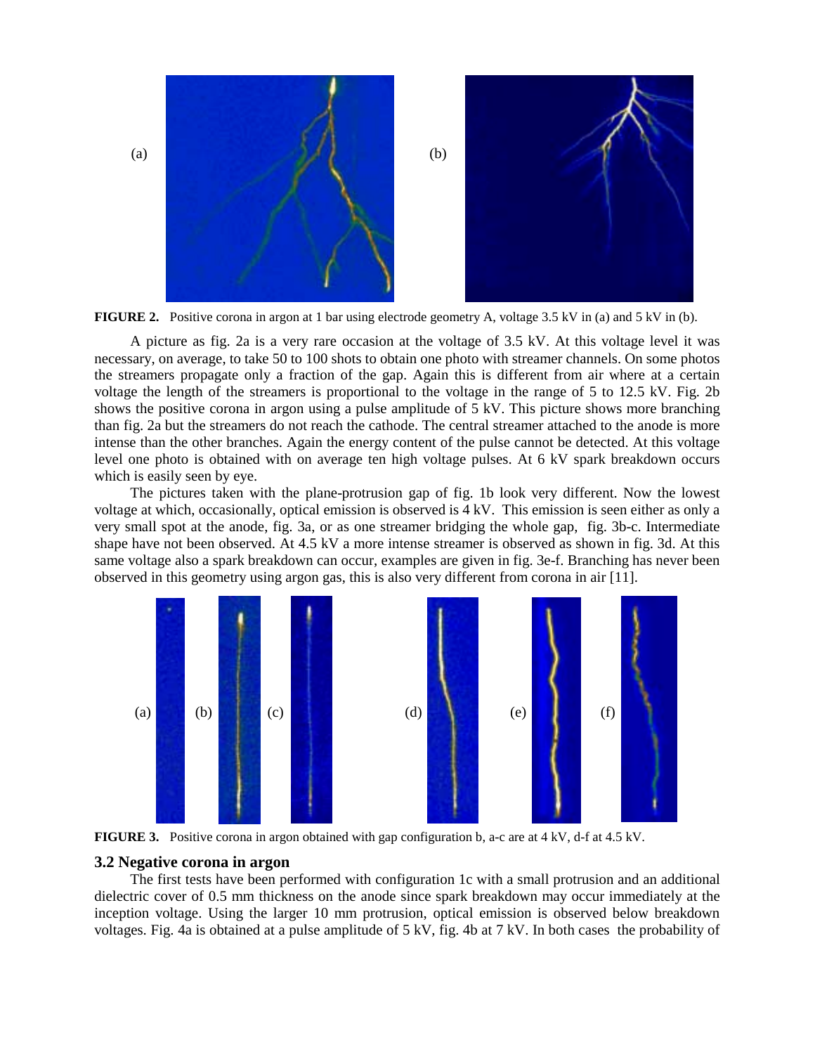**FIGURE 2.** Positive corona in argon at 1 bar using electrode geometry A, voltage 3.5 kV in (a) and 5 kV in (b).

A picture as fig. 2a is a very rare occasion at the voltage of 3.5 kV. At this voltage level it was necessary, on average, to take 50 to 100 shots to obtain one photo with streamer channels. On some photos the streamers propagate only a fraction of the gap. Again this is different from air where at a certain voltage the length of the streamers is proportional to the voltage in the range of 5 to 12.5 kV. Fig. 2b shows the positive corona in argon using a pulse amplitude of 5 kV. This picture shows more branching than fig. 2a but the streamers do not reach the cathode. The central streamer attached to the anode is more intense than the other branches. Again the energy content of the pulse cannot be detected. At this voltage level one photo is obtained with on average ten high voltage pulses. At 6 kV spark breakdown occurs which is easily seen by eye.

The pictures taken with the plane-protrusion gap of fig. 1b look very different. Now the lowest voltage at which, occasionally, optical emission is observed is 4 kV. This emission is seen either as only a very small spot at the anode, fig. 3a, or as one streamer bridging the whole gap, fig. 3b-c. Intermediate shape have not been observed. At 4.5 kV a more intense streamer is observed as shown in fig. 3d. At this same voltage also a spark breakdown can occur, examples are given in fig. 3e-f. Branching has never been observed in this geometry using argon gas, this is also very different from corona in air [11].

**FIGURE 3.** Positive corona in argon obtained with gap configuration b, a-c are at 4 kV, d-f at 4.5 kV.

### 3.2 Negative corona in argon

The first tests have been performed with configuration 1c with a small protrusion and an additional dielectric cover of 0.5 mm thickness on the anode since spark breakdown may occur immediately at the inception voltage. Using the larger 10 mm protrusion, optical emission is observed below breakdown voltages. Fig. 4a is obtained at a pulse amplitude of 5 kV, fig. 4b at 7 kV. In both cases the probability of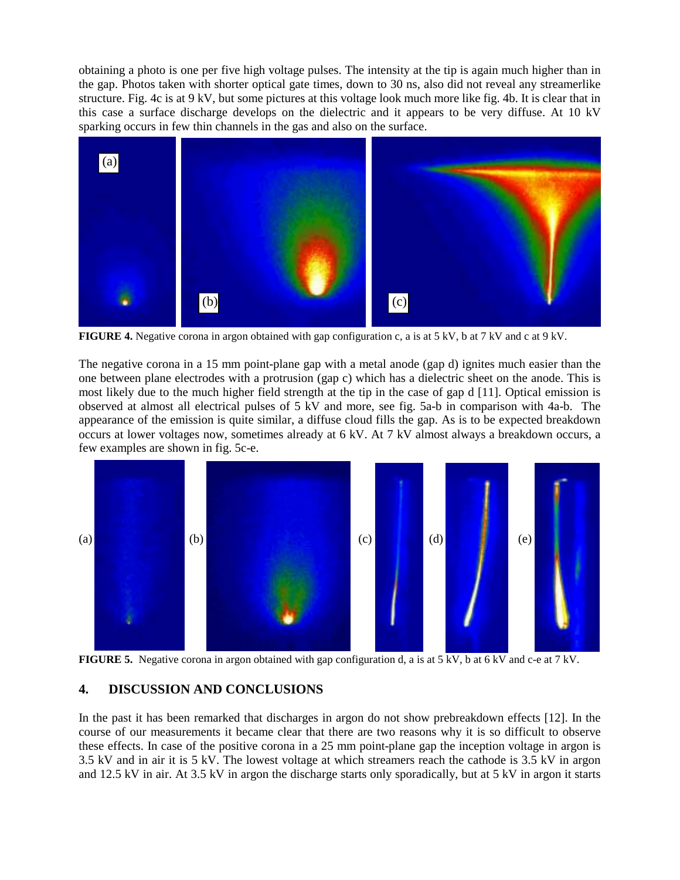obtaining a photo is one per five high voltage pulses. The intensity at the tip is again much higher than in the gap. Photos taken with shorter optical gate times, down to 30 ns, also did not reveal any streamerlike structure. Fig. 4c is at 9 kV, but some pictures at this voltage look much more like fig. 4b. It is clear that in this case a surface discharge develops on the dielectric and it appears to be very diffuse. At 10 kV sparking occurs in few thin channels in the gas and also on the surface.

**FIGURE 4.** Negative corona in argon obtained with gap configuration c, a is at 5 kV, b at 7 kV and c at 9 kV.

The negative corona in a 15 mm point-plane gap with a metal anode (gap d) ignites much easier than the one between plane electrodes with a protrusion (gap c) which has a dielectric sheet on the anode. This is most likely due to the much higher field strength at the tip in the case of gap d [11]. Optical emission is observed at almost all electrical pulses of 5 kV and more, see fig. 5a-b in comparison with 4a-b. The appearance of the emission is quite similar, a diffuse cloud fills the gap. As is to be expected breakdown occurs at lower voltages now, sometimes already at 6 kV. At 7 kV almost always a breakdown occurs, a few examples are shown in fig. 5c-e.

**FIGURE 5.** Negative corona in argon obtained with gap configuration d, a is at 5 kV, b at 6 kV and c-e at 7 kV.

## 4. DISCUSSION AND CONCLUSIONS

In the past it has been remarked that discharges in argon do not show prebreakdown effects [12]. In the course of our measurements it became clear that there are two reasons why it is so difficult to observe these effects. In case of the positive corona in a 25 mm point-plane gap the inception voltage in argon is 3.5 kV and in air it is 5 kV. The lowest voltage at which streamers reach the cathode is 3.5 kV in argon and 12.5 kV in air. At 3.5 kV in argon the discharge starts only sporadically, but at 5 kV in argon it starts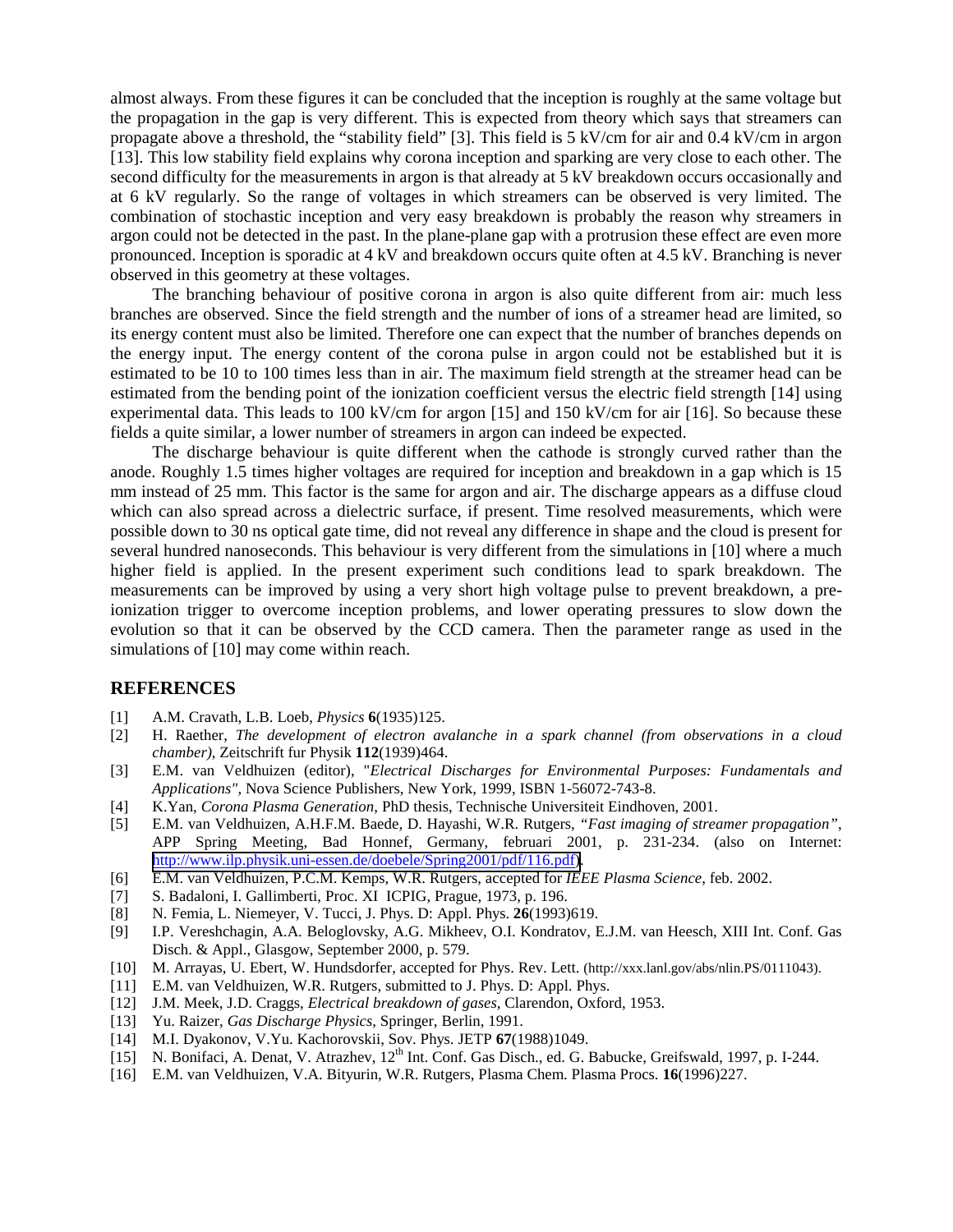almost always. From these figures it can be concluded that the inception is roughly at the same voltage but the propagation in the gap is very different. This is expected from theory which says that streamers can propagate above a threshold, the "stability field" [3]. This field is 5 kV/cm for air and 0.4 kV/cm in argon [13]. This low stability field explains why corona inception and sparking are very close to each other. The second difficulty for the measurements in argon is that already at 5 kV breakdown occurs occasionally and at 6 kV regularly. So the range of voltages in which streamers can be observed is very limited. The combination of stochastic inception and very easy breakdown is probably the reason why streamers in argon could not be detected in the past. In the plane-plane gap with a protrusion these effect are even more pronounced. Inception is sporadic at 4 kV and breakdown occurs quite often at 4.5 kV. Branching is never observed in this geometry at these voltages.

The branching behaviour of positive corona in argon is also quite different from air: much less branches are observed. Since the field strength and the number of ions of a streamer head are limited, so its energy content must also be limited. Therefore one can expect that the number of branches depends on the energy input. The energy content of the corona pulse in argon could not be established but it is estimated to be 10 to 100 times less than in air. The maximum field strength at the streamer head can be estimated from the bending point of the ionization coefficient versus the electric field strength [14] using experimental data. This leads to 100 kV/cm for argon [15] and 150 kV/cm for air [16]. So because these fields a quite similar, a lower number of streamers in argon can indeed be expected.

The discharge behaviour is quite different when the cathode is strongly curved rather than the anode. Roughly 1.5 times higher voltages are required for inception and breakdown in a gap which is 15 mm instead of 25 mm. This factor is the same for argon and air. The discharge appears as a diffuse cloud which can also spread across a dielectric surface, if present. Time resolved measurements, which were possible down to 30 ns optical gate time, did not reveal any difference in shape and the cloud is present for several hundred nanoseconds. This behaviour is very different from the simulations in [10] where a much higher field is applied. In the present experiment such conditions lead to spark breakdown. The measurements can be improved by using a very short high voltage pulse to prevent breakdown, a pre-ionization trigger to overcome inception problems, and lower operating pressures to slow down the evolution so that it can be observed by the CCD camera. Then the parameter range as used in the simulations of [10] may come within reach.

## REFERENCES

[1] A.M. Cravath, L.B. Loeb, *Physics* **6**(1935)125.

[2] H. Raether, *The development of electron avalanche in a spark channel (from observations in a cloud chamber)*, Zeitschrift fur Physik **112**(1939)464.

[3] E.M. van Veldhuizen (editor), "*Electrical Discharges for Environmental Purposes: Fundamentals and Applications"*, Nova Science Publishers, New York, 1999, ISBN 1-56072-743-8.

[4] K.Yan, *Corona Plasma Generation*, PhD thesis, Technische Universiteit Eindhoven, 2001.

[5] E.M. van Veldhuizen, A.H.F.M. Baede, D. Hayashi, W.R. Rutgers, *"Fast imaging of streamer propagation"*, APP Spring Meeting, Bad Honnef, Germany, februari 2001, p. 231-234. (also on Internet: http://www.ilp.physik.uni-essen.de/doebele/Spring2001/pdf/116.pdf).

[6] E.M. van Veldhuizen, P.C.M. Kemps, W.R. Rutgers, accepted for *IEEE Plasma Science*, feb. 2002.

[7] S. Badaloni, I. Gallimberti, Proc. XI ICPIG, Prague, 1973, p. 196.

[8] N. Femia, L. Niemeyer, V. Tucci, J. Phys. D: Appl. Phys. **26**(1993)619.

[9] I.P. Vereshchagin, A.A. Beloglovsky, A.G. Mikheev, O.I. Kondratov, E.J.M. van Heesch, XIII Int. Conf. Gas Disch. & Appl., Glasgow, September 2000, p. 579.

[10] M. Arrayas, U. Ebert, W. Hundsdorfer, accepted for Phys. Rev. Lett. (http://xxx.lanl.gov/abs/nlin.PS/0111043).

[11] E.M. van Veldhuizen, W.R. Rutgers, submitted to J. Phys. D: Appl. Phys.

[12] J.M. Meek, J.D. Craggs, *Electrical breakdown of gases*, Clarendon, Oxford, 1953.

[13] Yu. Raizer, *Gas Discharge Physics*, Springer, Berlin, 1991.

[14] M.I. Dyakonov, V.Yu. Kachorovskii, Sov. Phys. JETP **67**(1988)1049.

[15] N. Bonifaci, A. Denat, V. Atrazhev, 12th Int. Conf. Gas Disch., ed. G. Babucke, Greifswald, 1997, p. I-244.

[16] E.M. van Veldhuizen, V.A. Bityurin, W.R. Rutgers, Plasma Chem. Plasma Procs. **16**(1996)227.